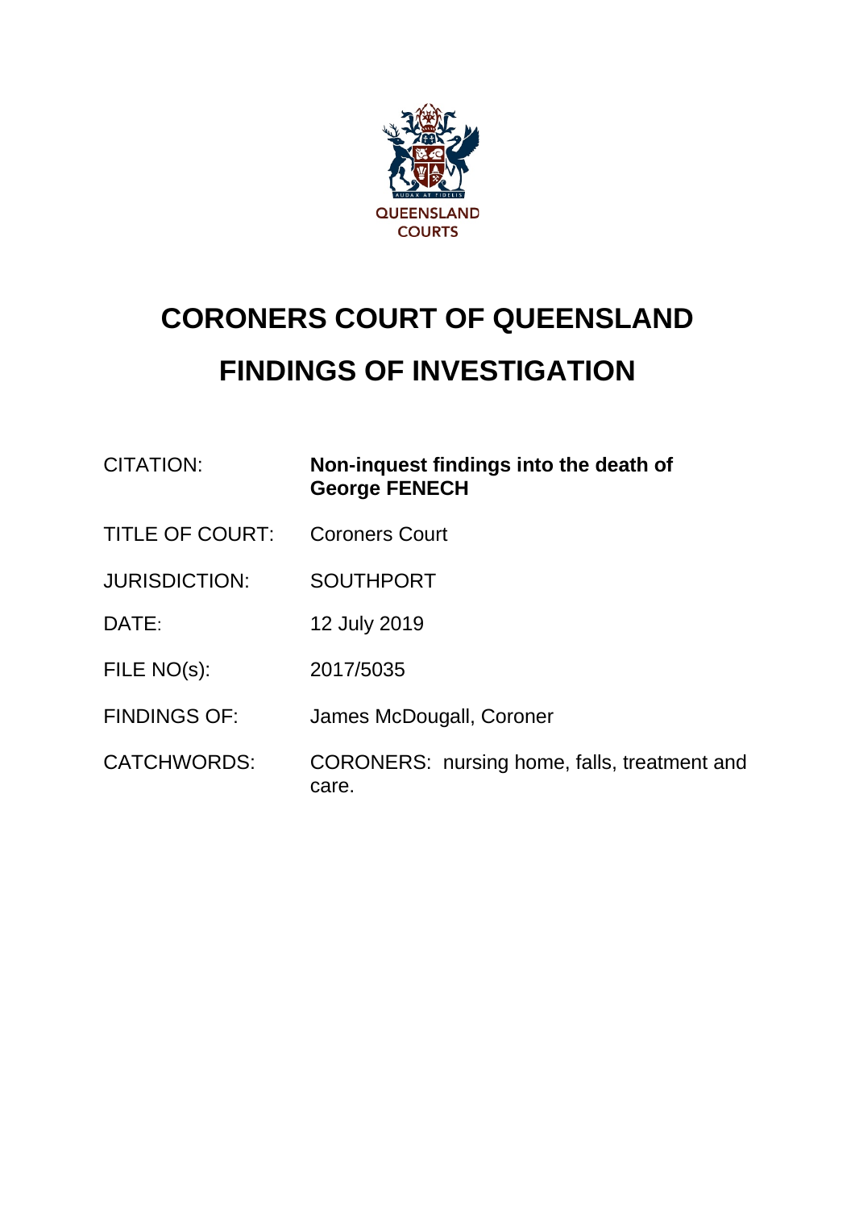QUEENSLAND COURTS

# CORONERS COURT OF QUEENSLAND

# FINDINGS OF INVESTIGATION

| | |
|---|---|
| CITATION: | **Non-inquest findings into the death of George FENECH** |
| TITLE OF COURT: | Coroners Court |
| JURISDICTION: | SOUTHPORT |
| DATE: | 12 July 2019 |
| FILE NO(s): | 2017/5035 |
| FINDINGS OF: | James McDougall, Coroner |
| CATCHWORDS: | CORONERS: nursing home, falls, treatment and care. |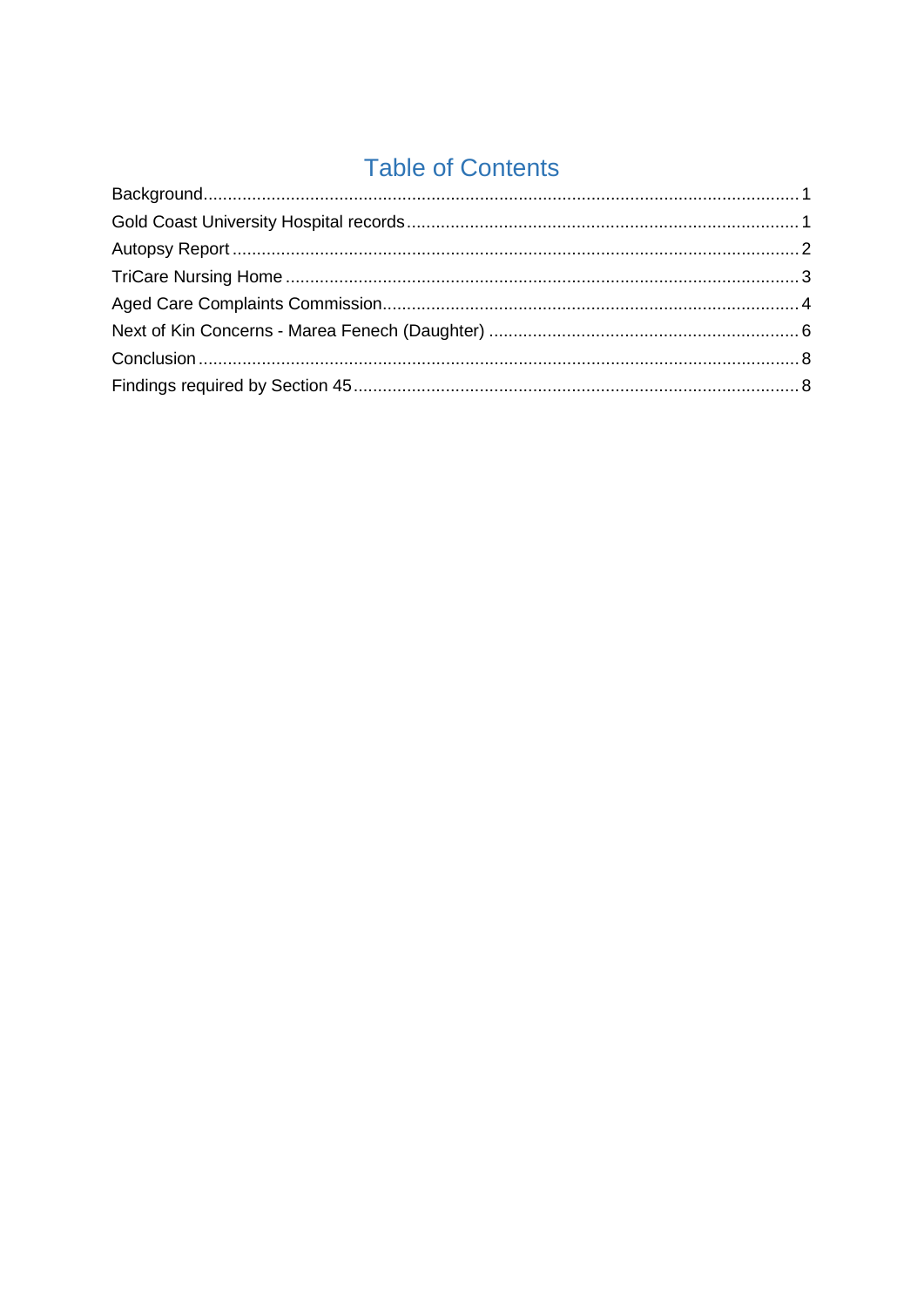# Table of Contents

Background.......................................................................................................................... 1
Gold Coast University Hospital records................................................................................. 1
Autopsy Report ...................................................................................................................... 2
TriCare Nursing Home ........................................................................................................... 3
Aged Care Complaints Commission....................................................................................... 4
Next of Kin Concerns - Marea Fenech (Daughter) ................................................................. 6
Conclusion ............................................................................................................................. 8
Findings required by Section 45............................................................................................. 8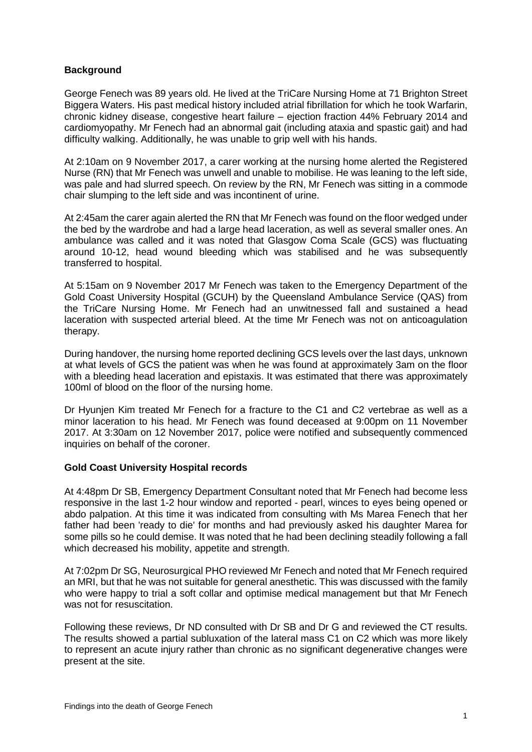## Background

George Fenech was 89 years old. He lived at the TriCare Nursing Home at 71 Brighton Street Biggera Waters. His past medical history included atrial fibrillation for which he took Warfarin, chronic kidney disease, congestive heart failure – ejection fraction 44% February 2014 and cardiomyopathy. Mr Fenech had an abnormal gait (including ataxia and spastic gait) and had difficulty walking. Additionally, he was unable to grip well with his hands.

At 2:10am on 9 November 2017, a carer working at the nursing home alerted the Registered Nurse (RN) that Mr Fenech was unwell and unable to mobilise. He was leaning to the left side, was pale and had slurred speech. On review by the RN, Mr Fenech was sitting in a commode chair slumping to the left side and was incontinent of urine.

At 2:45am the carer again alerted the RN that Mr Fenech was found on the floor wedged under the bed by the wardrobe and had a large head laceration, as well as several smaller ones. An ambulance was called and it was noted that Glasgow Coma Scale (GCS) was fluctuating around 10-12, head wound bleeding which was stabilised and he was subsequently transferred to hospital.

At 5:15am on 9 November 2017 Mr Fenech was taken to the Emergency Department of the Gold Coast University Hospital (GCUH) by the Queensland Ambulance Service (QAS) from the TriCare Nursing Home. Mr Fenech had an unwitnessed fall and sustained a head laceration with suspected arterial bleed. At the time Mr Fenech was not on anticoagulation therapy.

During handover, the nursing home reported declining GCS levels over the last days, unknown at what levels of GCS the patient was when he was found at approximately 3am on the floor with a bleeding head laceration and epistaxis. It was estimated that there was approximately 100ml of blood on the floor of the nursing home.

Dr Hyunjen Kim treated Mr Fenech for a fracture to the C1 and C2 vertebrae as well as a minor laceration to his head. Mr Fenech was found deceased at 9:00pm on 11 November 2017. At 3:30am on 12 November 2017, police were notified and subsequently commenced inquiries on behalf of the coroner.

## Gold Coast University Hospital records

At 4:48pm Dr SB, Emergency Department Consultant noted that Mr Fenech had become less responsive in the last 1-2 hour window and reported - pearl, winces to eyes being opened or abdo palpation. At this time it was indicated from consulting with Ms Marea Fenech that her father had been 'ready to die' for months and had previously asked his daughter Marea for some pills so he could demise. It was noted that he had been declining steadily following a fall which decreased his mobility, appetite and strength.

At 7:02pm Dr SG, Neurosurgical PHO reviewed Mr Fenech and noted that Mr Fenech required an MRI, but that he was not suitable for general anesthetic. This was discussed with the family who were happy to trial a soft collar and optimise medical management but that Mr Fenech was not for resuscitation.

Following these reviews, Dr ND consulted with Dr SB and Dr G and reviewed the CT results. The results showed a partial subluxation of the lateral mass C1 on C2 which was more likely to represent an acute injury rather than chronic as no significant degenerative changes were present at the site.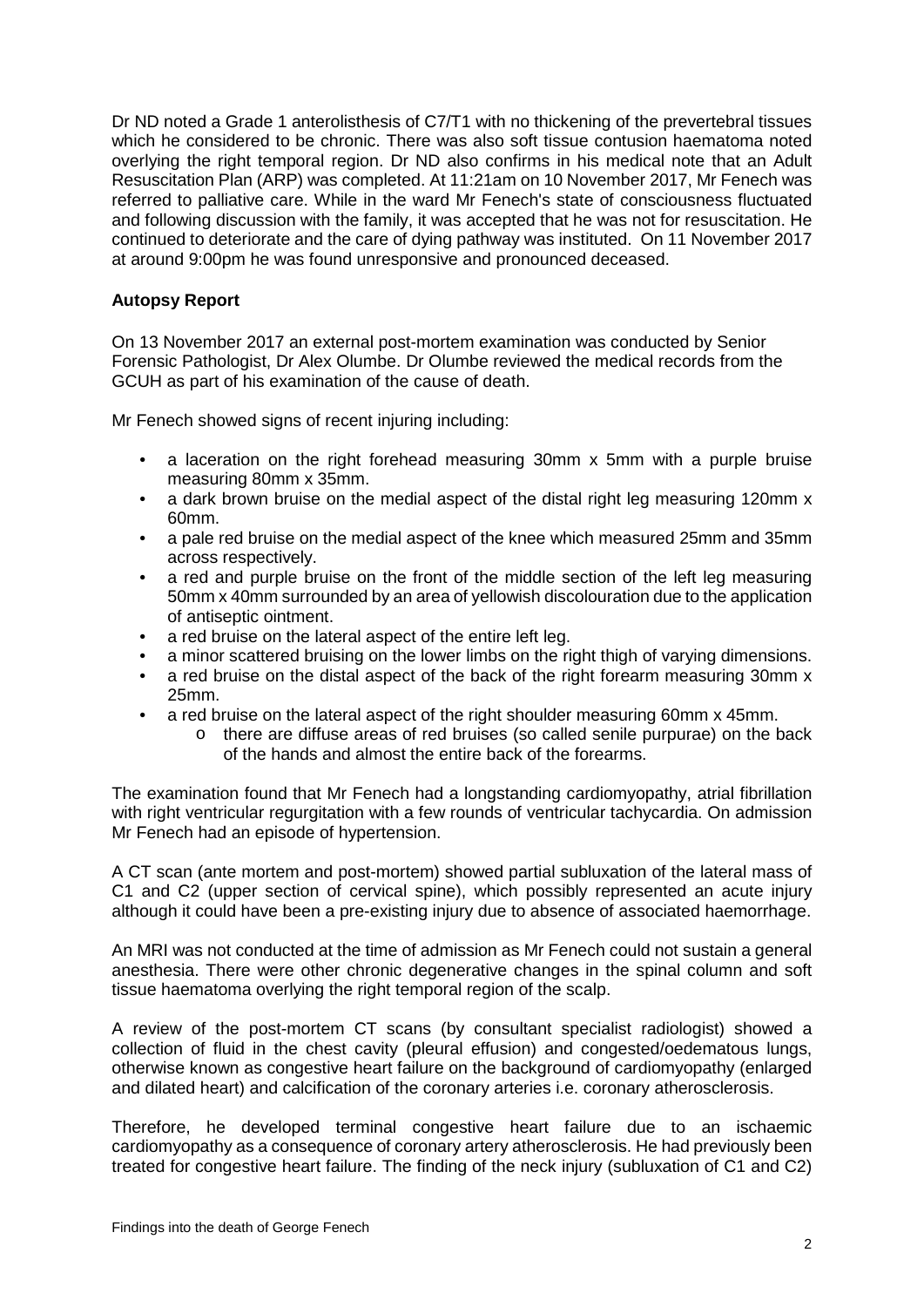Dr ND noted a Grade 1 anterolisthesis of C7/T1 with no thickening of the prevertebral tissues which he considered to be chronic. There was also soft tissue contusion haematoma noted overlying the right temporal region. Dr ND also confirms in his medical note that an Adult Resuscitation Plan (ARP) was completed. At 11:21am on 10 November 2017, Mr Fenech was referred to palliative care. While in the ward Mr Fenech's state of consciousness fluctuated and following discussion with the family, it was accepted that he was not for resuscitation. He continued to deteriorate and the care of dying pathway was instituted. On 11 November 2017 at around 9:00pm he was found unresponsive and pronounced deceased.

**Autopsy Report**

On 13 November 2017 an external post-mortem examination was conducted by Senior Forensic Pathologist, Dr Alex Olumbe. Dr Olumbe reviewed the medical records from the GCUH as part of his examination of the cause of death.

Mr Fenech showed signs of recent injuring including:

- a laceration on the right forehead measuring 30mm x 5mm with a purple bruise measuring 80mm x 35mm.
- a dark brown bruise on the medial aspect of the distal right leg measuring 120mm x 60mm.
- a pale red bruise on the medial aspect of the knee which measured 25mm and 35mm across respectively.
- a red and purple bruise on the front of the middle section of the left leg measuring 50mm x 40mm surrounded by an area of yellowish discolouration due to the application of antiseptic ointment.
- a red bruise on the lateral aspect of the entire left leg.
- a minor scattered bruising on the lower limbs on the right thigh of varying dimensions.
- a red bruise on the distal aspect of the back of the right forearm measuring 30mm x 25mm.
- a red bruise on the lateral aspect of the right shoulder measuring 60mm x 45mm.
  - there are diffuse areas of red bruises (so called senile purpurae) on the back of the hands and almost the entire back of the forearms.

The examination found that Mr Fenech had a longstanding cardiomyopathy, atrial fibrillation with right ventricular regurgitation with a few rounds of ventricular tachycardia. On admission Mr Fenech had an episode of hypertension.

A CT scan (ante mortem and post-mortem) showed partial subluxation of the lateral mass of C1 and C2 (upper section of cervical spine), which possibly represented an acute injury although it could have been a pre-existing injury due to absence of associated haemorrhage.

An MRI was not conducted at the time of admission as Mr Fenech could not sustain a general anesthesia. There were other chronic degenerative changes in the spinal column and soft tissue haematoma overlying the right temporal region of the scalp.

A review of the post-mortem CT scans (by consultant specialist radiologist) showed a collection of fluid in the chest cavity (pleural effusion) and congested/oedematous lungs, otherwise known as congestive heart failure on the background of cardiomyopathy (enlarged and dilated heart) and calcification of the coronary arteries i.e. coronary atherosclerosis.

Therefore, he developed terminal congestive heart failure due to an ischaemic cardiomyopathy as a consequence of coronary artery atherosclerosis. He had previously been treated for congestive heart failure. The finding of the neck injury (subluxation of C1 and C2)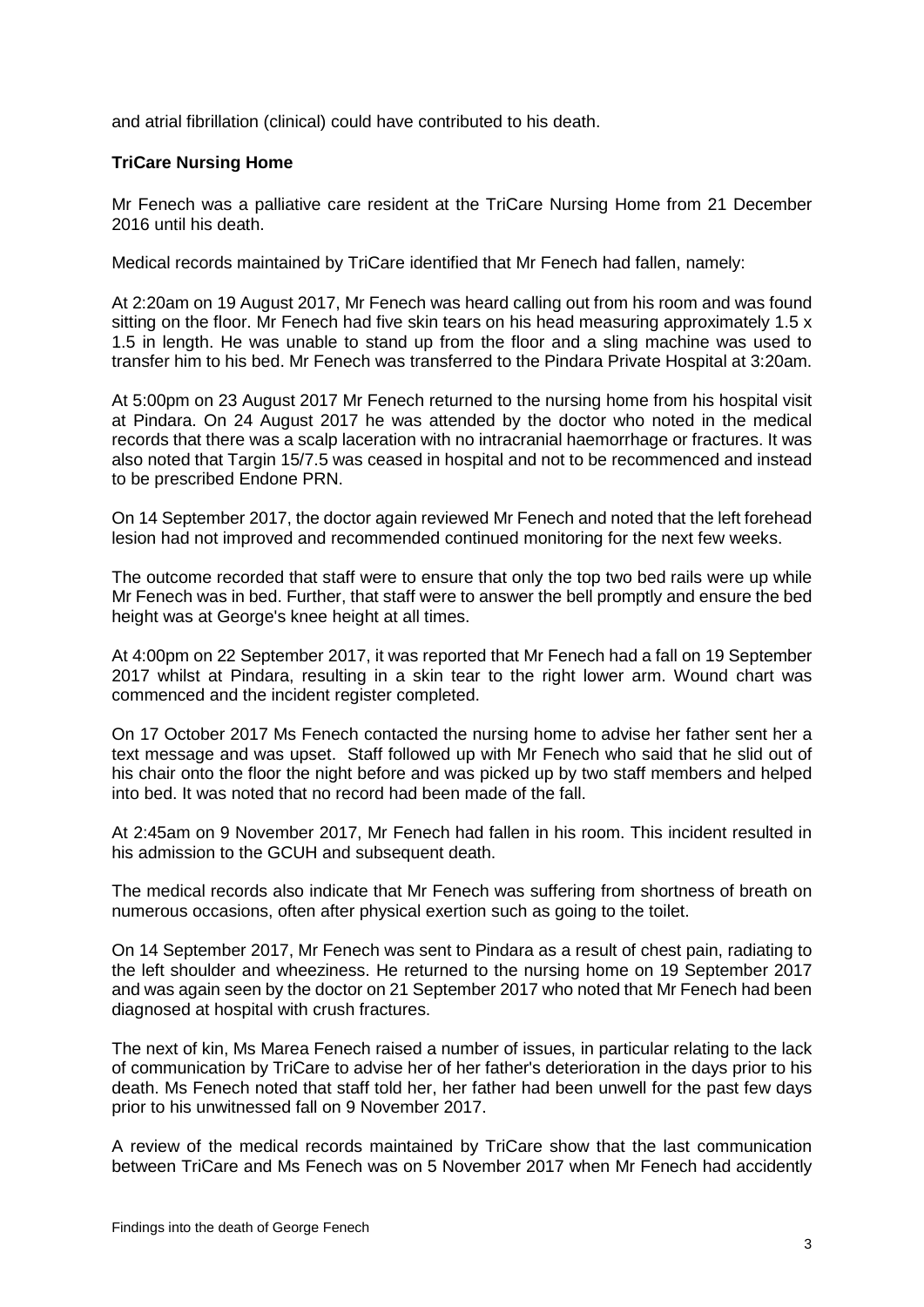and atrial fibrillation (clinical) could have contributed to his death.

**TriCare Nursing Home**

Mr Fenech was a palliative care resident at the TriCare Nursing Home from 21 December 2016 until his death.

Medical records maintained by TriCare identified that Mr Fenech had fallen, namely:

At 2:20am on 19 August 2017, Mr Fenech was heard calling out from his room and was found sitting on the floor. Mr Fenech had five skin tears on his head measuring approximately 1.5 x 1.5 in length. He was unable to stand up from the floor and a sling machine was used to transfer him to his bed. Mr Fenech was transferred to the Pindara Private Hospital at 3:20am.

At 5:00pm on 23 August 2017 Mr Fenech returned to the nursing home from his hospital visit at Pindara. On 24 August 2017 he was attended by the doctor who noted in the medical records that there was a scalp laceration with no intracranial haemorrhage or fractures. It was also noted that Targin 15/7.5 was ceased in hospital and not to be recommenced and instead to be prescribed Endone PRN.

On 14 September 2017, the doctor again reviewed Mr Fenech and noted that the left forehead lesion had not improved and recommended continued monitoring for the next few weeks.

The outcome recorded that staff were to ensure that only the top two bed rails were up while Mr Fenech was in bed. Further, that staff were to answer the bell promptly and ensure the bed height was at George's knee height at all times.

At 4:00pm on 22 September 2017, it was reported that Mr Fenech had a fall on 19 September 2017 whilst at Pindara, resulting in a skin tear to the right lower arm. Wound chart was commenced and the incident register completed.

On 17 October 2017 Ms Fenech contacted the nursing home to advise her father sent her a text message and was upset. Staff followed up with Mr Fenech who said that he slid out of his chair onto the floor the night before and was picked up by two staff members and helped into bed. It was noted that no record had been made of the fall.

At 2:45am on 9 November 2017, Mr Fenech had fallen in his room. This incident resulted in his admission to the GCUH and subsequent death.

The medical records also indicate that Mr Fenech was suffering from shortness of breath on numerous occasions, often after physical exertion such as going to the toilet.

On 14 September 2017, Mr Fenech was sent to Pindara as a result of chest pain, radiating to the left shoulder and wheeziness. He returned to the nursing home on 19 September 2017 and was again seen by the doctor on 21 September 2017 who noted that Mr Fenech had been diagnosed at hospital with crush fractures.

The next of kin, Ms Marea Fenech raised a number of issues, in particular relating to the lack of communication by TriCare to advise her of her father's deterioration in the days prior to his death. Ms Fenech noted that staff told her, her father had been unwell for the past few days prior to his unwitnessed fall on 9 November 2017.

A review of the medical records maintained by TriCare show that the last communication between TriCare and Ms Fenech was on 5 November 2017 when Mr Fenech had accidently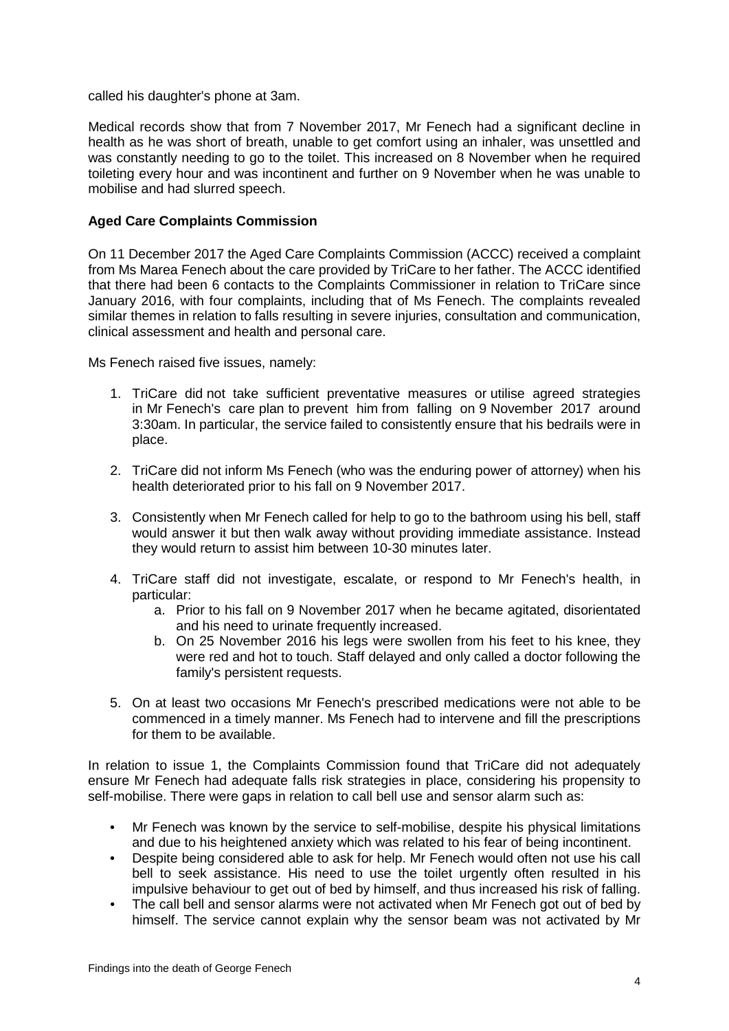called his daughter's phone at 3am.

Medical records show that from 7 November 2017, Mr Fenech had a significant decline in health as he was short of breath, unable to get comfort using an inhaler, was unsettled and was constantly needing to go to the toilet. This increased on 8 November when he required toileting every hour and was incontinent and further on 9 November when he was unable to mobilise and had slurred speech.

**Aged Care Complaints Commission**

On 11 December 2017 the Aged Care Complaints Commission (ACCC) received a complaint from Ms Marea Fenech about the care provided by TriCare to her father. The ACCC identified that there had been 6 contacts to the Complaints Commissioner in relation to TriCare since January 2016, with four complaints, including that of Ms Fenech. The complaints revealed similar themes in relation to falls resulting in severe injuries, consultation and communication, clinical assessment and health and personal care.

Ms Fenech raised five issues, namely:

1. TriCare did not take sufficient preventative measures or utilise agreed strategies in Mr Fenech's care plan to prevent him from falling on 9 November 2017 around 3:30am. In particular, the service failed to consistently ensure that his bedrails were in place.

2. TriCare did not inform Ms Fenech (who was the enduring power of attorney) when his health deteriorated prior to his fall on 9 November 2017.

3. Consistently when Mr Fenech called for help to go to the bathroom using his bell, staff would answer it but then walk away without providing immediate assistance. Instead they would return to assist him between 10-30 minutes later.

4. TriCare staff did not investigate, escalate, or respond to Mr Fenech's health, in particular:
   a. Prior to his fall on 9 November 2017 when he became agitated, disorientated and his need to urinate frequently increased.
   b. On 25 November 2016 his legs were swollen from his feet to his knee, they were red and hot to touch. Staff delayed and only called a doctor following the family's persistent requests.

5. On at least two occasions Mr Fenech's prescribed medications were not able to be commenced in a timely manner. Ms Fenech had to intervene and fill the prescriptions for them to be available.

In relation to issue 1, the Complaints Commission found that TriCare did not adequately ensure Mr Fenech had adequate falls risk strategies in place, considering his propensity to self-mobilise. There were gaps in relation to call bell use and sensor alarm such as:

- Mr Fenech was known by the service to self-mobilise, despite his physical limitations and due to his heightened anxiety which was related to his fear of being incontinent.
- Despite being considered able to ask for help. Mr Fenech would often not use his call bell to seek assistance. His need to use the toilet urgently often resulted in his impulsive behaviour to get out of bed by himself, and thus increased his risk of falling.
- The call bell and sensor alarms were not activated when Mr Fenech got out of bed by himself. The service cannot explain why the sensor beam was not activated by Mr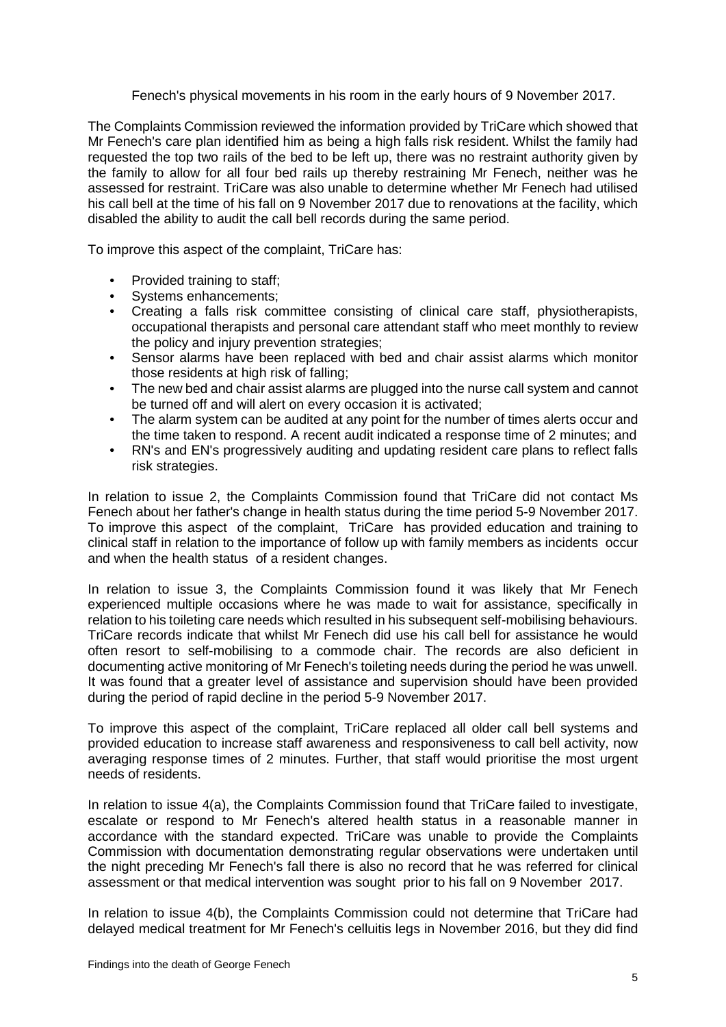Fenech's physical movements in his room in the early hours of 9 November 2017.

The Complaints Commission reviewed the information provided by TriCare which showed that Mr Fenech's care plan identified him as being a high falls risk resident. Whilst the family had requested the top two rails of the bed to be left up, there was no restraint authority given by the family to allow for all four bed rails up thereby restraining Mr Fenech, neither was he assessed for restraint. TriCare was also unable to determine whether Mr Fenech had utilised his call bell at the time of his fall on 9 November 2017 due to renovations at the facility, which disabled the ability to audit the call bell records during the same period.

To improve this aspect of the complaint, TriCare has:

- Provided training to staff;
- Systems enhancements;
- Creating a falls risk committee consisting of clinical care staff, physiotherapists, occupational therapists and personal care attendant staff who meet monthly to review the policy and injury prevention strategies;
- Sensor alarms have been replaced with bed and chair assist alarms which monitor those residents at high risk of falling;
- The new bed and chair assist alarms are plugged into the nurse call system and cannot be turned off and will alert on every occasion it is activated;
- The alarm system can be audited at any point for the number of times alerts occur and the time taken to respond. A recent audit indicated a response time of 2 minutes; and
- RN's and EN's progressively auditing and updating resident care plans to reflect falls risk strategies.

In relation to issue 2, the Complaints Commission found that TriCare did not contact Ms Fenech about her father's change in health status during the time period 5-9 November 2017. To improve this aspect of the complaint, TriCare has provided education and training to clinical staff in relation to the importance of follow up with family members as incidents occur and when the health status of a resident changes.

In relation to issue 3, the Complaints Commission found it was likely that Mr Fenech experienced multiple occasions where he was made to wait for assistance, specifically in relation to his toileting care needs which resulted in his subsequent self-mobilising behaviours. TriCare records indicate that whilst Mr Fenech did use his call bell for assistance he would often resort to self-mobilising to a commode chair. The records are also deficient in documenting active monitoring of Mr Fenech's toileting needs during the period he was unwell. It was found that a greater level of assistance and supervision should have been provided during the period of rapid decline in the period 5-9 November 2017.

To improve this aspect of the complaint, TriCare replaced all older call bell systems and provided education to increase staff awareness and responsiveness to call bell activity, now averaging response times of 2 minutes. Further, that staff would prioritise the most urgent needs of residents.

In relation to issue 4(a), the Complaints Commission found that TriCare failed to investigate, escalate or respond to Mr Fenech's altered health status in a reasonable manner in accordance with the standard expected. TriCare was unable to provide the Complaints Commission with documentation demonstrating regular observations were undertaken until the night preceding Mr Fenech's fall there is also no record that he was referred for clinical assessment or that medical intervention was sought prior to his fall on 9 November 2017.

In relation to issue 4(b), the Complaints Commission could not determine that TriCare had delayed medical treatment for Mr Fenech's celluitis legs in November 2016, but they did find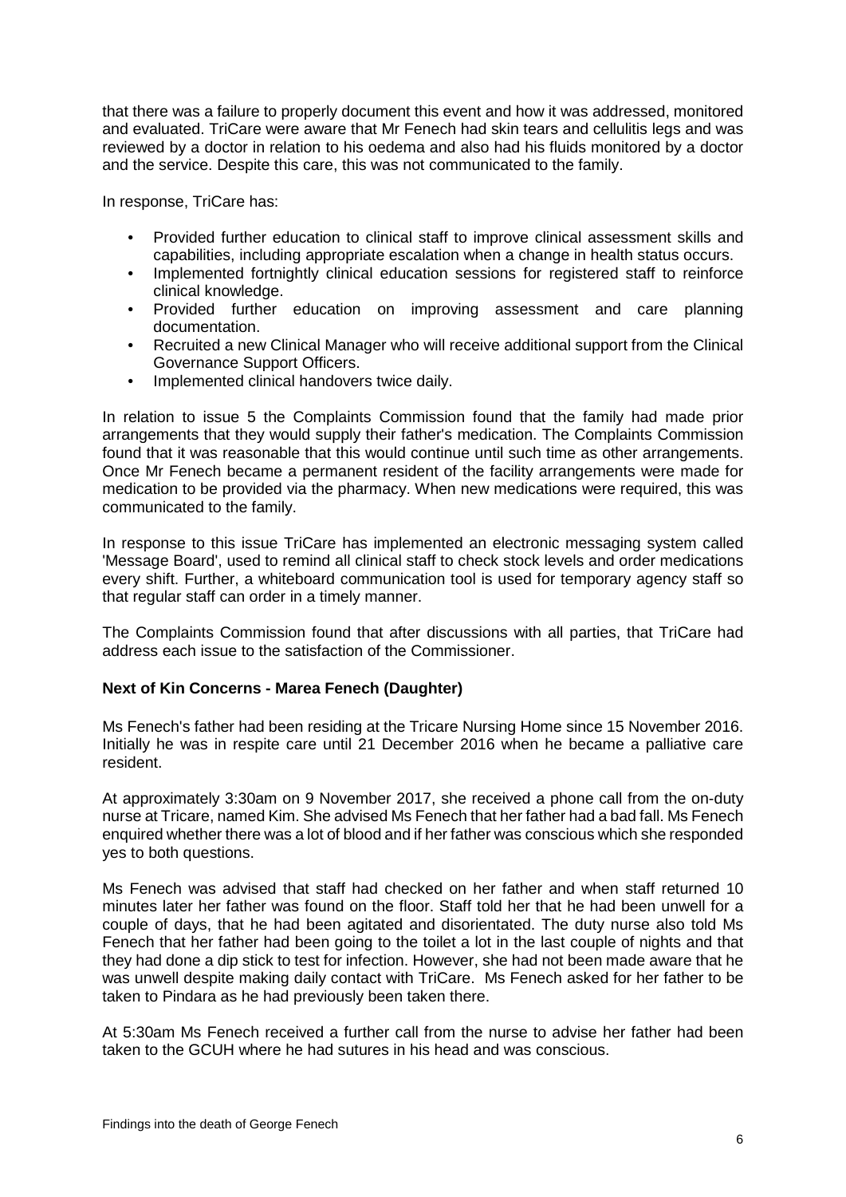that there was a failure to properly document this event and how it was addressed, monitored and evaluated. TriCare were aware that Mr Fenech had skin tears and cellulitis legs and was reviewed by a doctor in relation to his oedema and also had his fluids monitored by a doctor and the service. Despite this care, this was not communicated to the family.

In response, TriCare has:

- Provided further education to clinical staff to improve clinical assessment skills and capabilities, including appropriate escalation when a change in health status occurs.
- Implemented fortnightly clinical education sessions for registered staff to reinforce clinical knowledge.
- Provided further education on improving assessment and care planning documentation.
- Recruited a new Clinical Manager who will receive additional support from the Clinical Governance Support Officers.
- Implemented clinical handovers twice daily.

In relation to issue 5 the Complaints Commission found that the family had made prior arrangements that they would supply their father's medication. The Complaints Commission found that it was reasonable that this would continue until such time as other arrangements. Once Mr Fenech became a permanent resident of the facility arrangements were made for medication to be provided via the pharmacy. When new medications were required, this was communicated to the family.

In response to this issue TriCare has implemented an electronic messaging system called 'Message Board', used to remind all clinical staff to check stock levels and order medications every shift. Further, a whiteboard communication tool is used for temporary agency staff so that regular staff can order in a timely manner.

The Complaints Commission found that after discussions with all parties, that TriCare had address each issue to the satisfaction of the Commissioner.

**Next of Kin Concerns - Marea Fenech (Daughter)**

Ms Fenech's father had been residing at the Tricare Nursing Home since 15 November 2016. Initially he was in respite care until 21 December 2016 when he became a palliative care resident.

At approximately 3:30am on 9 November 2017, she received a phone call from the on-duty nurse at Tricare, named Kim. She advised Ms Fenech that her father had a bad fall. Ms Fenech enquired whether there was a lot of blood and if her father was conscious which she responded yes to both questions.

Ms Fenech was advised that staff had checked on her father and when staff returned 10 minutes later her father was found on the floor. Staff told her that he had been unwell for a couple of days, that he had been agitated and disorientated. The duty nurse also told Ms Fenech that her father had been going to the toilet a lot in the last couple of nights and that they had done a dip stick to test for infection. However, she had not been made aware that he was unwell despite making daily contact with TriCare. Ms Fenech asked for her father to be taken to Pindara as he had previously been taken there.

At 5:30am Ms Fenech received a further call from the nurse to advise her father had been taken to the GCUH where he had sutures in his head and was conscious.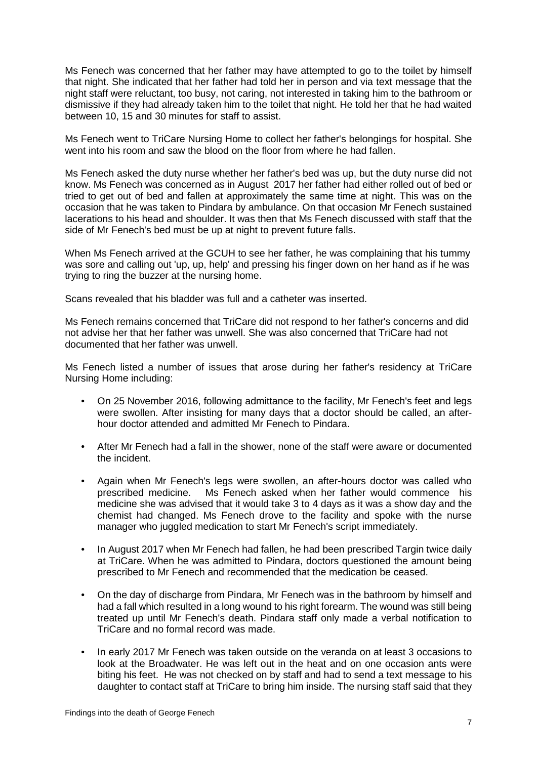Ms Fenech was concerned that her father may have attempted to go to the toilet by himself that night. She indicated that her father had told her in person and via text message that the night staff were reluctant, too busy, not caring, not interested in taking him to the bathroom or dismissive if they had already taken him to the toilet that night. He told her that he had waited between 10, 15 and 30 minutes for staff to assist.

Ms Fenech went to TriCare Nursing Home to collect her father's belongings for hospital. She went into his room and saw the blood on the floor from where he had fallen.

Ms Fenech asked the duty nurse whether her father's bed was up, but the duty nurse did not know. Ms Fenech was concerned as in August 2017 her father had either rolled out of bed or tried to get out of bed and fallen at approximately the same time at night. This was on the occasion that he was taken to Pindara by ambulance. On that occasion Mr Fenech sustained lacerations to his head and shoulder. It was then that Ms Fenech discussed with staff that the side of Mr Fenech's bed must be up at night to prevent future falls.

When Ms Fenech arrived at the GCUH to see her father, he was complaining that his tummy was sore and calling out 'up, up, help' and pressing his finger down on her hand as if he was trying to ring the buzzer at the nursing home.

Scans revealed that his bladder was full and a catheter was inserted.

Ms Fenech remains concerned that TriCare did not respond to her father's concerns and did not advise her that her father was unwell. She was also concerned that TriCare had not documented that her father was unwell.

Ms Fenech listed a number of issues that arose during her father's residency at TriCare Nursing Home including:

- On 25 November 2016, following admittance to the facility, Mr Fenech's feet and legs were swollen. After insisting for many days that a doctor should be called, an after-hour doctor attended and admitted Mr Fenech to Pindara.
- After Mr Fenech had a fall in the shower, none of the staff were aware or documented the incident.
- Again when Mr Fenech's legs were swollen, an after-hours doctor was called who prescribed medicine. Ms Fenech asked when her father would commence his medicine she was advised that it would take 3 to 4 days as it was a show day and the chemist had changed. Ms Fenech drove to the facility and spoke with the nurse manager who juggled medication to start Mr Fenech's script immediately.
- In August 2017 when Mr Fenech had fallen, he had been prescribed Targin twice daily at TriCare. When he was admitted to Pindara, doctors questioned the amount being prescribed to Mr Fenech and recommended that the medication be ceased.
- On the day of discharge from Pindara, Mr Fenech was in the bathroom by himself and had a fall which resulted in a long wound to his right forearm. The wound was still being treated up until Mr Fenech's death. Pindara staff only made a verbal notification to TriCare and no formal record was made.
- In early 2017 Mr Fenech was taken outside on the veranda on at least 3 occasions to look at the Broadwater. He was left out in the heat and on one occasion ants were biting his feet. He was not checked on by staff and had to send a text message to his daughter to contact staff at TriCare to bring him inside. The nursing staff said that they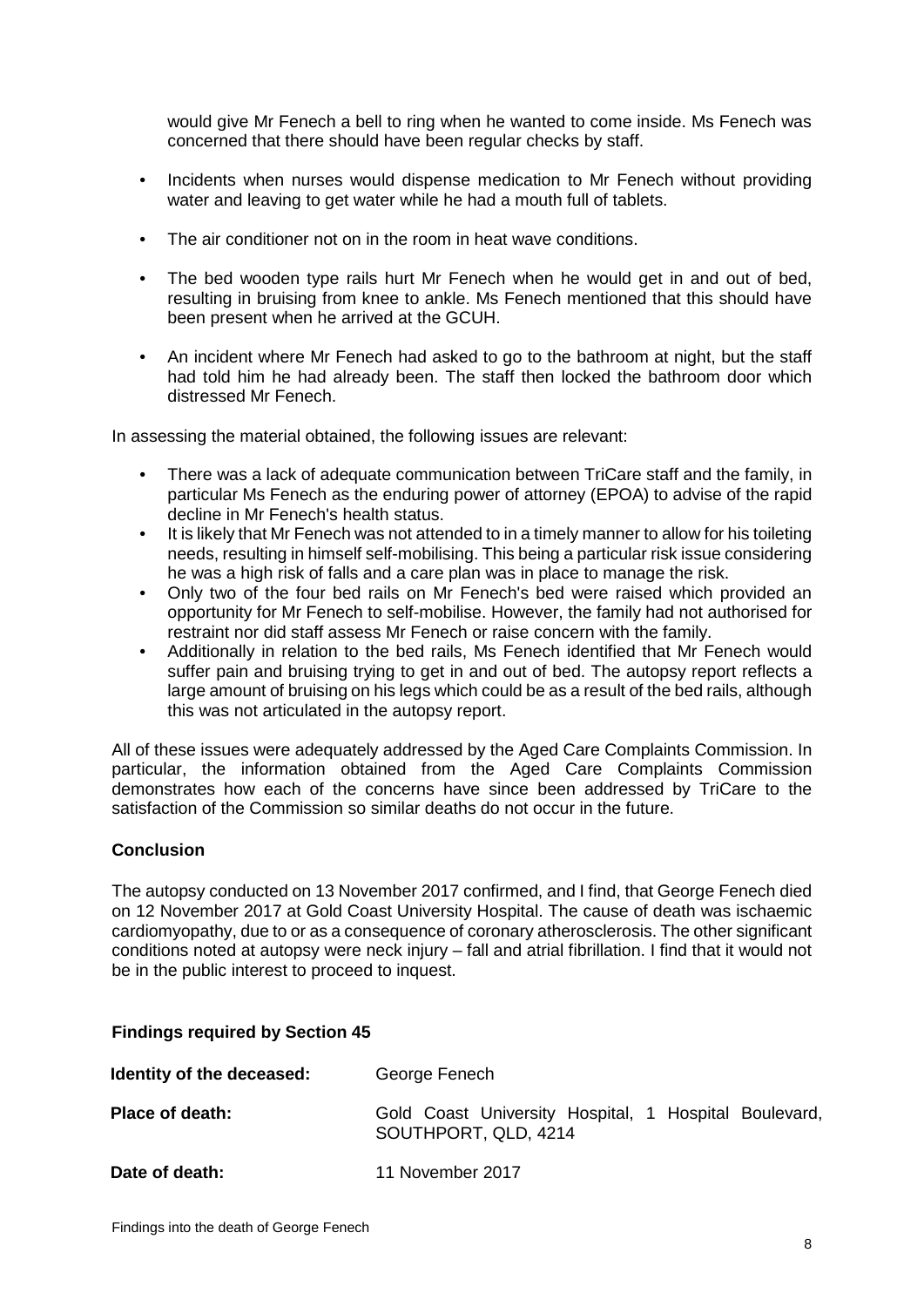would give Mr Fenech a bell to ring when he wanted to come inside. Ms Fenech was concerned that there should have been regular checks by staff.

- Incidents when nurses would dispense medication to Mr Fenech without providing water and leaving to get water while he had a mouth full of tablets.
- The air conditioner not on in the room in heat wave conditions.
- The bed wooden type rails hurt Mr Fenech when he would get in and out of bed, resulting in bruising from knee to ankle. Ms Fenech mentioned that this should have been present when he arrived at the GCUH.
- An incident where Mr Fenech had asked to go to the bathroom at night, but the staff had told him he had already been. The staff then locked the bathroom door which distressed Mr Fenech.

In assessing the material obtained, the following issues are relevant:

- There was a lack of adequate communication between TriCare staff and the family, in particular Ms Fenech as the enduring power of attorney (EPOA) to advise of the rapid decline in Mr Fenech's health status.
- It is likely that Mr Fenech was not attended to in a timely manner to allow for his toileting needs, resulting in himself self-mobilising. This being a particular risk issue considering he was a high risk of falls and a care plan was in place to manage the risk.
- Only two of the four bed rails on Mr Fenech's bed were raised which provided an opportunity for Mr Fenech to self-mobilise. However, the family had not authorised for restraint nor did staff assess Mr Fenech or raise concern with the family.
- Additionally in relation to the bed rails, Ms Fenech identified that Mr Fenech would suffer pain and bruising trying to get in and out of bed. The autopsy report reflects a large amount of bruising on his legs which could be as a result of the bed rails, although this was not articulated in the autopsy report.

All of these issues were adequately addressed by the Aged Care Complaints Commission. In particular, the information obtained from the Aged Care Complaints Commission demonstrates how each of the concerns have since been addressed by TriCare to the satisfaction of the Commission so similar deaths do not occur in the future.

### Conclusion

The autopsy conducted on 13 November 2017 confirmed, and I find, that George Fenech died on 12 November 2017 at Gold Coast University Hospital. The cause of death was ischaemic cardiomyopathy, due to or as a consequence of coronary atherosclerosis. The other significant conditions noted at autopsy were neck injury – fall and atrial fibrillation. I find that it would not be in the public interest to proceed to inquest.

### Findings required by Section 45

| | |
|---|---|
| **Identity of the deceased:** | George Fenech |
| **Place of death:** | Gold Coast University Hospital, 1 Hospital Boulevard, SOUTHPORT, QLD, 4214 |
| **Date of death:** | 11 November 2017 |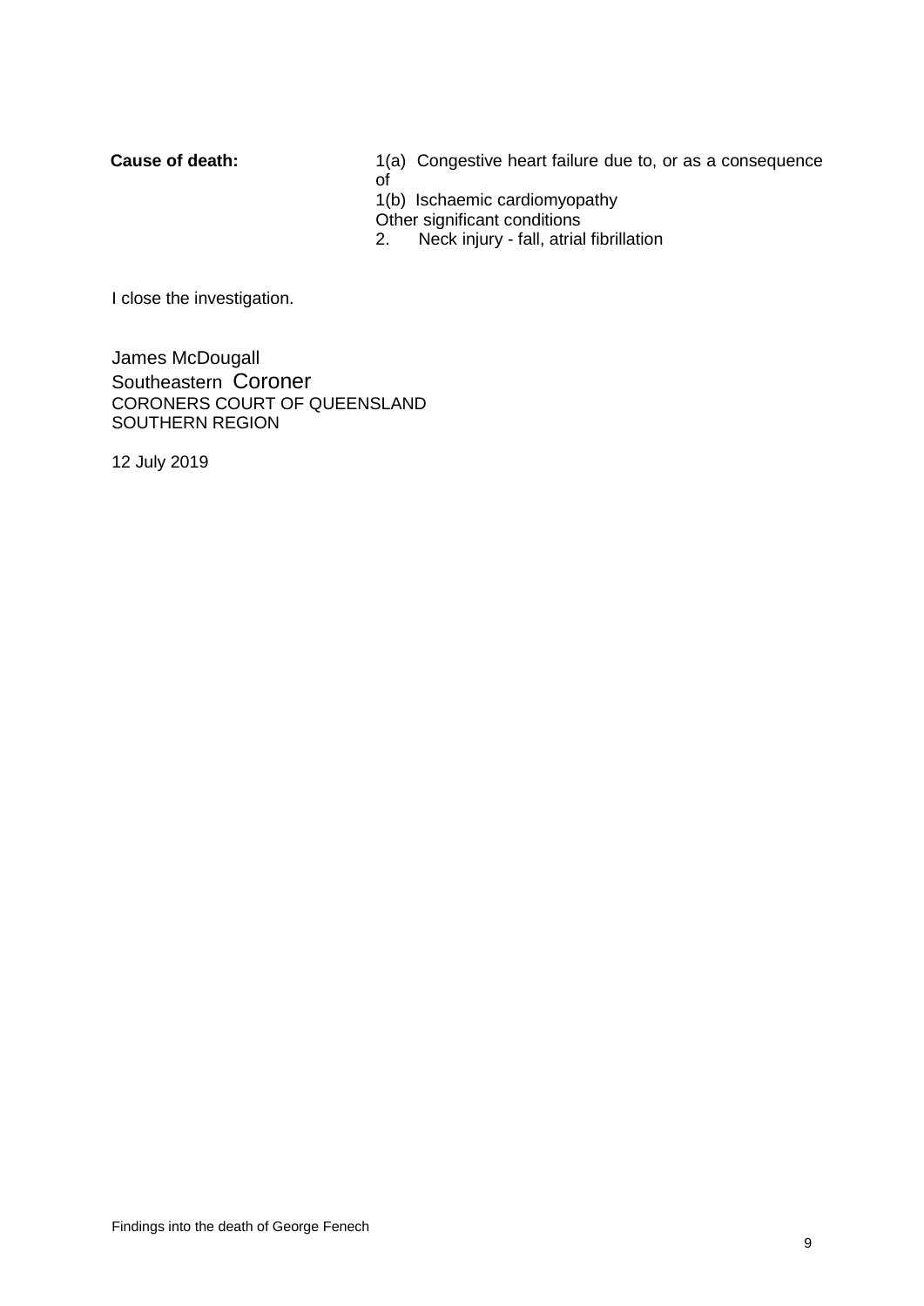| | |
|---|---|
| **Cause of death:** | 1(a) Congestive heart failure due to, or as a consequence of<br>1(b) Ischaemic cardiomyopathy<br>Other significant conditions<br>2. Neck injury - fall, atrial fibrillation |

I close the investigation.

James McDougall
Southeastern Coroner
CORONERS COURT OF QUEENSLAND
SOUTHERN REGION

12 July 2019